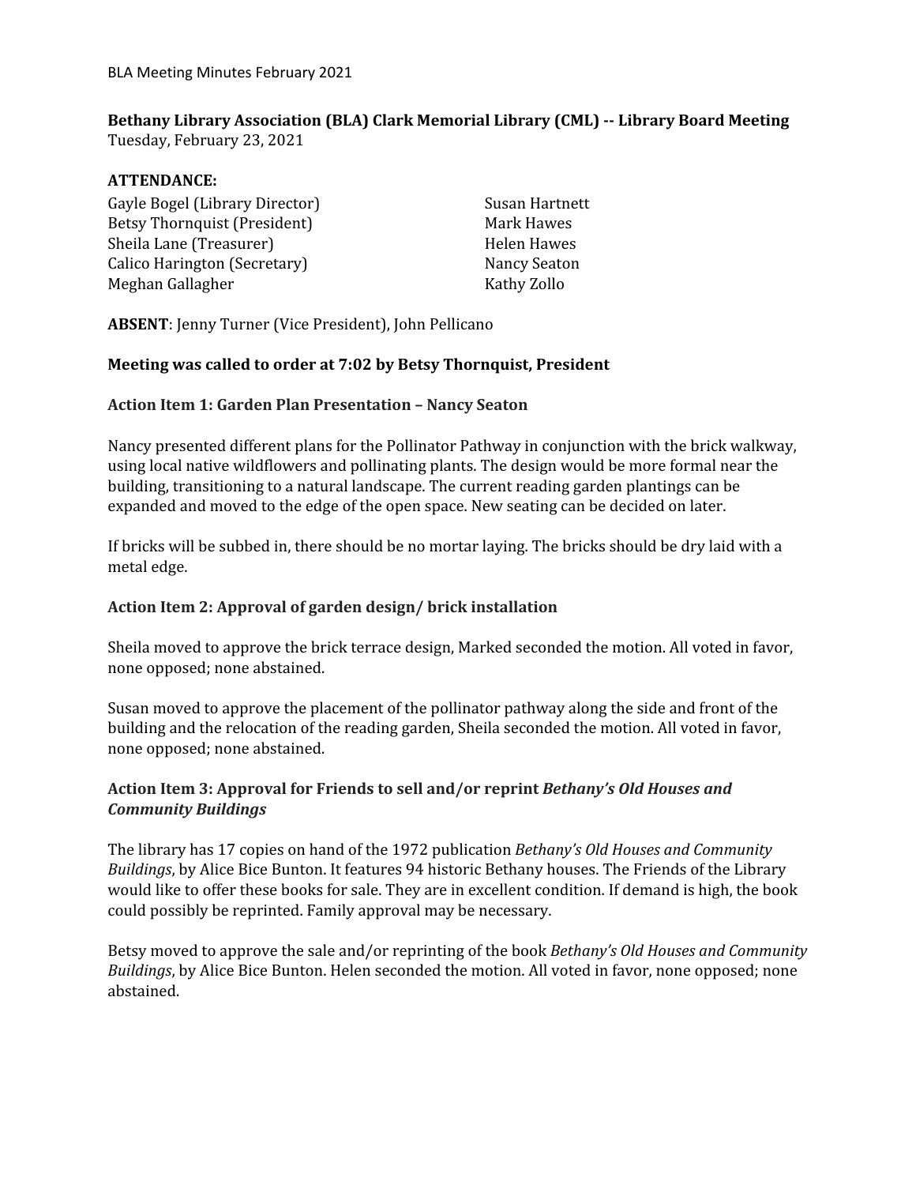**Bethany Library Association (BLA) Clark Memorial Library (CML) -- Library Board Meeting**
Tuesday, February 23, 2021

**ATTENDANCE:**

Gayle Bogel (Library Director)
Betsy Thornquist (President)
Sheila Lane (Treasurer)
Calico Harington (Secretary)
Meghan Gallagher
Susan Hartnett
Mark Hawes
Helen Hawes
Nancy Seaton
Kathy Zollo

**ABSENT**: Jenny Turner (Vice President), John Pellicano

**Meeting was called to order at 7:02 by Betsy Thornquist, President**

### Action Item 1: Garden Plan Presentation – Nancy Seaton

Nancy presented different plans for the Pollinator Pathway in conjunction with the brick walkway, using local native wildflowers and pollinating plants. The design would be more formal near the building, transitioning to a natural landscape. The current reading garden plantings can be expanded and moved to the edge of the open space. New seating can be decided on later.

If bricks will be subbed in, there should be no mortar laying. The bricks should be dry laid with a metal edge.

### Action Item 2: Approval of garden design/ brick installation

Sheila moved to approve the brick terrace design, Marked seconded the motion. All voted in favor, none opposed; none abstained.

Susan moved to approve the placement of the pollinator pathway along the side and front of the building and the relocation of the reading garden, Sheila seconded the motion. All voted in favor, none opposed; none abstained.

### Action Item 3: Approval for Friends to sell and/or reprint *Bethany's Old Houses and Community Buildings*

The library has 17 copies on hand of the 1972 publication *Bethany's Old Houses and Community Buildings*, by Alice Bice Bunton. It features 94 historic Bethany houses. The Friends of the Library would like to offer these books for sale. They are in excellent condition. If demand is high, the book could possibly be reprinted. Family approval may be necessary.

Betsy moved to approve the sale and/or reprinting of the book *Bethany's Old Houses and Community Buildings*, by Alice Bice Bunton. Helen seconded the motion. All voted in favor, none opposed; none abstained.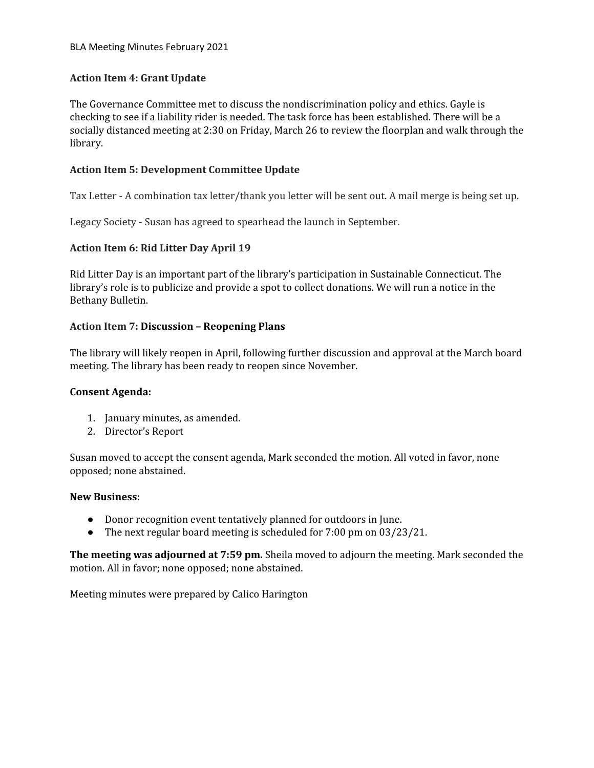**Action Item 4: Grant Update**

The Governance Committee met to discuss the nondiscrimination policy and ethics. Gayle is checking to see if a liability rider is needed. The task force has been established. There will be a socially distanced meeting at 2:30 on Friday, March 26 to review the floorplan and walk through the library.

**Action Item 5: Development Committee Update**

Tax Letter - A combination tax letter/thank you letter will be sent out. A mail merge is being set up.

Legacy Society - Susan has agreed to spearhead the launch in September.

**Action Item 6: Rid Litter Day April 19**

Rid Litter Day is an important part of the library's participation in Sustainable Connecticut. The library's role is to publicize and provide a spot to collect donations. We will run a notice in the Bethany Bulletin.

**Action Item 7: Discussion – Reopening Plans**

The library will likely reopen in April, following further discussion and approval at the March board meeting. The library has been ready to reopen since November.

**Consent Agenda:**

1. January minutes, as amended.
2. Director's Report

Susan moved to accept the consent agenda, Mark seconded the motion. All voted in favor, none opposed; none abstained.

**New Business:**

- Donor recognition event tentatively planned for outdoors in June.
- The next regular board meeting is scheduled for 7:00 pm on 03/23/21.

**The meeting was adjourned at 7:59 pm.** Sheila moved to adjourn the meeting. Mark seconded the motion. All in favor; none opposed; none abstained.

Meeting minutes were prepared by Calico Harington